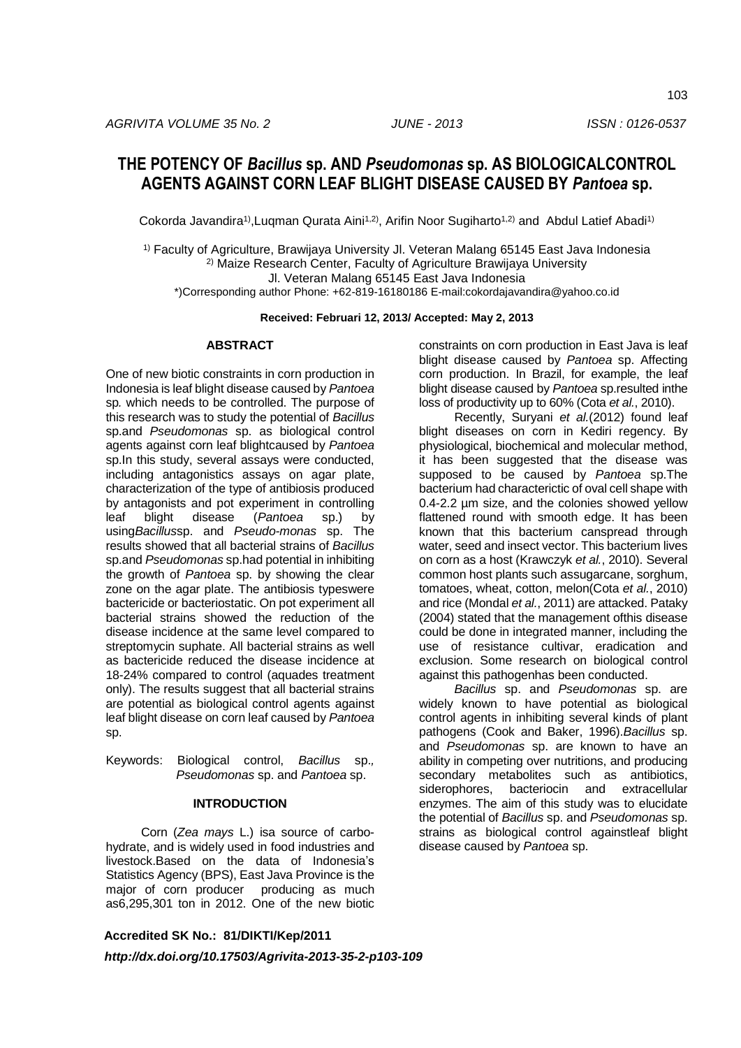# THE POTENCY OF *Bacillus* sp. AND *Pseudomonas* sp. AS BIOLOGICALCONTROL AGENTS AGAINST CORN LEAF BLIGHT DISEASE CAUSED BY *Pantoea* sp.

Cokorda Javandira[1)],Luqman Qurata Aini[1,2)], Arifin Noor Sugiharto[1,2)] and Abdul Latief Abadi[1)]

[1)] Faculty of Agriculture, Brawijaya University Jl. Veteran Malang 65145 East Java Indonesia
[2)] Maize Research Center, Faculty of Agriculture Brawijaya University
Jl. Veteran Malang 65145 East Java Indonesia
*)Corresponding author Phone: +62-819-16180186 E-mail:cokordajavandira@yahoo.co.id

**Received: Februari 12, 2013/ Accepted: May 2, 2013**

## ABSTRACT

One of new biotic constraints in corn production in Indonesia is leaf blight disease caused by *Pantoea* sp*.* which needs to be controlled. The purpose of this research was to study the potential of *Bacillus* sp.and *Pseudomonas* sp. as biological control agents against corn leaf blightcaused by *Pantoea* sp.In this study, several assays were conducted, including antagonistics assays on agar plate, characterization of the type of antibiosis produced by antagonists and pot experiment in controlling leaf blight disease (*Pantoea* sp.) by using*Bacillus*sp. and *Pseudo-monas* sp. The results showed that all bacterial strains of *Bacillus* sp.and *Pseudomonas* sp.had potential in inhibiting the growth of *Pantoea* sp. by showing the clear zone on the agar plate. The antibiosis typeswere bactericide or bacteriostatic. On pot experiment all bacterial strains showed the reduction of the disease incidence at the same level compared to streptomycin suphate. All bacterial strains as well as bactericide reduced the disease incidence at 18-24% compared to control (aquades treatment only). The results suggest that all bacterial strains are potential as biological control agents against leaf blight disease on corn leaf caused by *Pantoea* sp.

Keywords: Biological control, *Bacillus* sp.*, Pseudomonas* sp. and *Pantoea* sp.

## INTRODUCTION

Corn (*Zea mays* L.) isa source of carbo-hydrate, and is widely used in food industries and livestock.Based on the data of Indonesia's Statistics Agency (BPS), East Java Province is the major of corn producer producing as much as6,295,301 ton in 2012. One of the new biotic constraints on corn production in East Java is leaf blight disease caused by *Pantoea* sp. Affecting corn production. In Brazil, for example, the leaf blight disease caused by *Pantoea* sp.resulted inthe loss of productivity up to 60% (Cota *et al.*, 2010).

Recently, Suryani *et al.*(2012) found leaf blight diseases on corn in Kediri regency. By physiological, biochemical and molecular method, it has been suggested that the disease was supposed to be caused by *Pantoea* sp.The bacterium had characterictic of oval cell shape with 0.4-2.2 µm size, and the colonies showed yellow flattened round with smooth edge. It has been known that this bacterium canspread through water, seed and insect vector. This bacterium lives on corn as a host (Krawczyk *et al.*, 2010). Several common host plants such assugarcane, sorghum, tomatoes, wheat, cotton, melon(Cota *et al.*, 2010) and rice (Mondal *et al.*, 2011) are attacked. Pataky (2004) stated that the management ofthis disease could be done in integrated manner, including the use of resistance cultivar, eradication and exclusion. Some research on biological control against this pathogenhas been conducted.

*Bacillus* sp. and *Pseudomonas* sp. are widely known to have potential as biological control agents in inhibiting several kinds of plant pathogens (Cook and Baker, 1996).*Bacillus* sp. and *Pseudomonas* sp. are known to have an ability in competing over nutritions, and producing secondary metabolites such as antibiotics, siderophores, bacteriocin and extracellular enzymes. The aim of this study was to elucidate the potential of *Bacillus* sp. and *Pseudomonas* sp. strains as biological control againstleaf blight disease caused by *Pantoea* sp.

**Accredited SK No.: 81/DIKTI/Kep/2011**

***http://dx.doi.org/10.17503/Agrivita-2013-35-2-p103-109***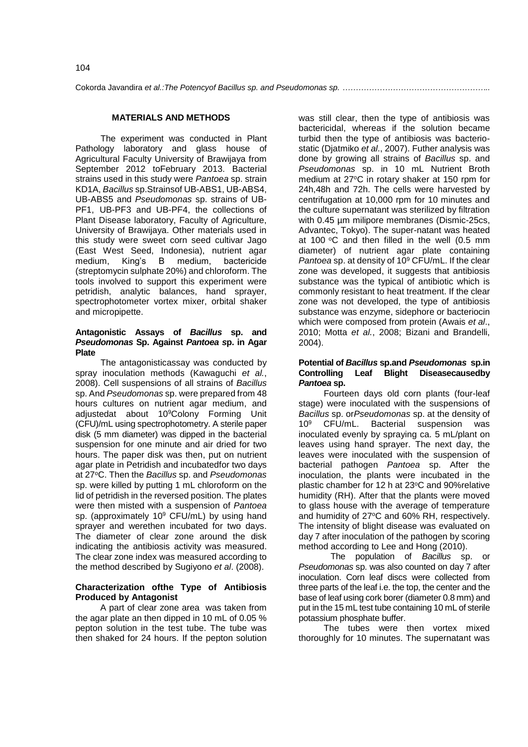## MATERIALS AND METHODS

The experiment was conducted in Plant Pathology laboratory and glass house of Agricultural Faculty University of Brawijaya from September 2012 toFebruary 2013. Bacterial strains used in this study were *Pantoea* sp. strain KD1A, *Bacillus* sp.Strainsof UB-ABS1, UB-ABS4, UB-ABS5 and *Pseudomonas* sp. strains of UB-PF1, UB-PF3 and UB-PF4, the collections of Plant Disease laboratory, Faculty of Agriculture, University of Brawijaya. Other materials used in this study were sweet corn seed cultivar Jago (East West Seed, Indonesia), nutrient agar medium, King's B medium, bactericide (streptomycin sulphate 20%) and chloroform. The tools involved to support this experiment were petridish, analytic balances, hand sprayer, spectrophotometer vortex mixer, orbital shaker and micropipette.

### Antagonistic Assays of *Bacillus* sp. and *Pseudomonas* Sp. Against *Pantoea* sp. in Agar Plate

The antagonisticassay was conducted by spray inoculation methods (Kawaguchi *et al*., 2008). Cell suspensions of all strains of *Bacillus* sp. And *Pseudomonas* sp. were prepared from 48 hours cultures on nutrient agar medium, and adjustedat about $10^9$Colony Forming Unit (CFU)/mL using spectrophotometry. A sterile paper disk (5 mm diameter) was dipped in the bacterial suspension for one minute and air dried for two hours. The paper disk was then, put on nutrient agar plate in Petridish and incubatedfor two days at 27°C. Then the *Bacillus* sp. and *Pseudomonas* sp. were killed by putting 1 mL chloroform on the lid of petridish in the reversed position. The plates were then misted with a suspension of *Pantoea* sp. (approximately $10^9$ CFU/mL) by using hand sprayer and werethen incubated for two days. The diameter of clear zone around the disk indicating the antibiosis activity was measured. The clear zone index was measured according to the method described by Sugiyono *et al*. (2008).

### Characterization ofthe Type of Antibiosis Produced by Antagonist

A part of clear zone area was taken from the agar plate an then dipped in 10 mL of 0.05 % pepton solution in the test tube. The tube was then shaked for 24 hours. If the pepton solution was still clear, then the type of antibiosis was bactericidal, whereas if the solution became turbid then the type of antibiosis was bacteriostatic (Djatmiko *et al*., 2007). Futher analysis was done by growing all strains of *Bacillus* sp. and *Pseudomonas* sp. in 10 mL Nutrient Broth medium at 27°C in rotary shaker at 150 rpm for 24h,48h and 72h. The cells were harvested by centrifugation at 10,000 rpm for 10 minutes and the culture supernatant was sterilized by filtration with 0.45 µm milipore membranes (Dismic-25cs, Advantec, Tokyo). The super-natant was heated at 100 °C and then filled in the well (0.5 mm diameter) of nutrient agar plate containing *Pantoea* sp. at density of $10^9$ CFU/mL. If the clear zone was developed, it suggests that antibiosis substance was the typical of antibiotic which is commonly resistant to heat treatment. If the clear zone was not developed, the type of antibiosis substance was enzyme, sidephore or bacteriocin which were composed from protein (Awais *et al*., 2010; Motta *et al.*, 2008; Bizani and Brandelli, 2004).

### Potential of *Bacillus* sp.and *Pseudomonas* sp.in Controlling Leaf Blight Diseasecausedby *Pantoea* sp.

Fourteen days old corn plants (four-leaf stage) were inoculated with the suspensions of *Bacillus* sp. or*Pseudomonas* sp. at the density of $10^9$ CFU/mL. Bacterial suspension was inoculated evenly by spraying ca. 5 mL/plant on leaves using hand sprayer. The next day, the leaves were inoculated with the suspension of bacterial pathogen *Pantoea* sp. After the inoculation, the plants were incubated in the plastic chamber for 12 h at 23°C and 90%relative humidity (RH). After that the plants were moved to glass house with the average of temperature and humidity of 27°C and 60% RH, respectively. The intensity of blight disease was evaluated on day 7 after inoculation of the pathogen by scoring method according to Lee and Hong (2010).

The population of *Bacillus* sp. or *Pseudomonas* sp. was also counted on day 7 after inoculation. Corn leaf discs were collected from three parts of the leaf i.e. the top, the center and the base of leaf using cork borer (diameter 0.8 mm) and put in the 15 mL test tube containing 10 mL of sterile potassium phosphate buffer.

The tubes were then vortex mixed thoroughly for 10 minutes. The supernatant was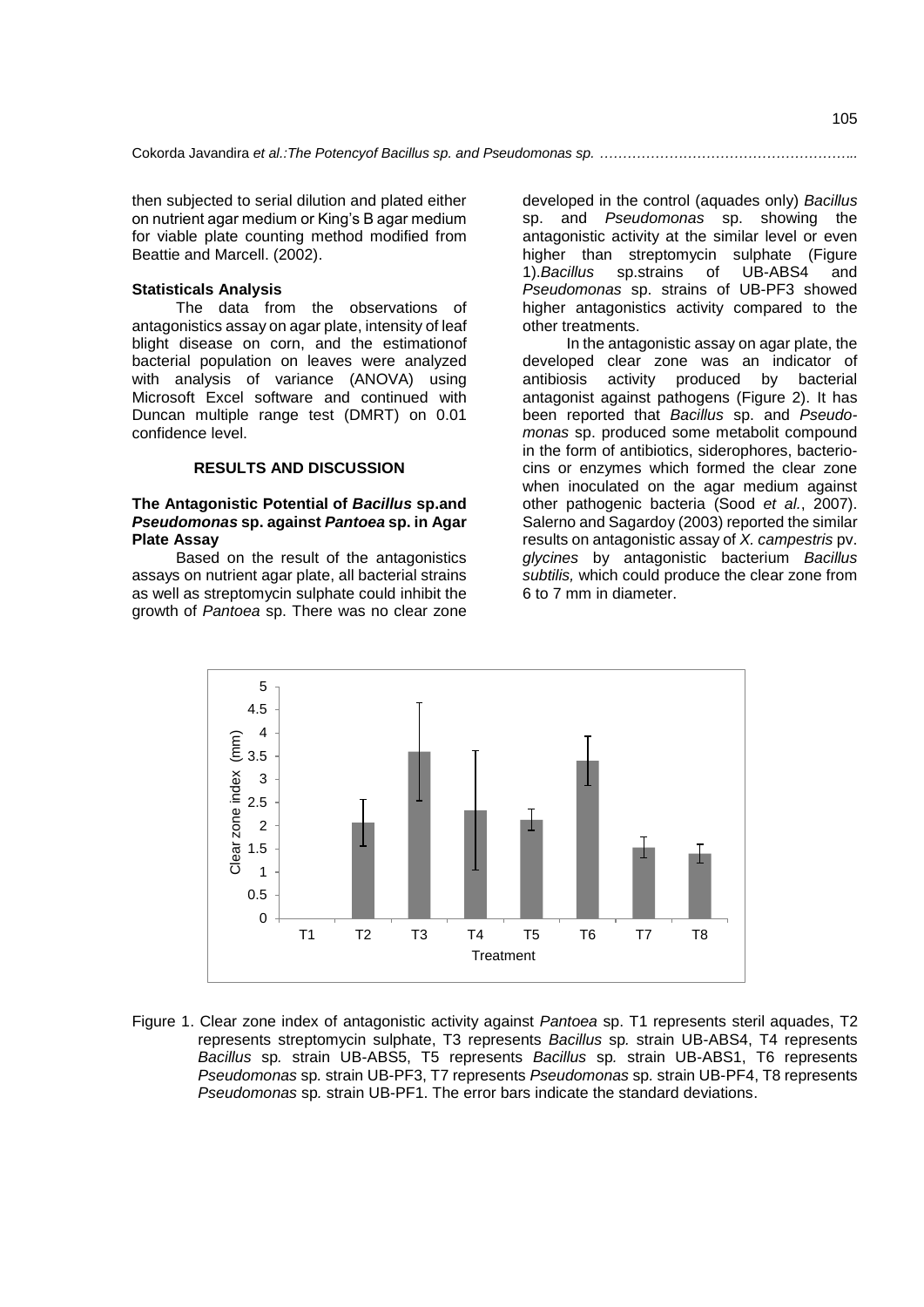then subjected to serial dilution and plated either on nutrient agar medium or King's B agar medium for viable plate counting method modified from Beattie and Marcell. (2002).

#### Statisticals Analysis

The data from the observations of antagonistics assay on agar plate, intensity of leaf blight disease on corn, and the estimationof bacterial population on leaves were analyzed with analysis of variance (ANOVA) using Microsoft Excel software and continued with Duncan multiple range test (DMRT) on 0.01 confidence level.

## RESULTS AND DISCUSSION

### The Antagonistic Potential of *Bacillus* sp.and *Pseudomonas* sp. against *Pantoea* sp. in Agar Plate Assay

Based on the result of the antagonistics assays on nutrient agar plate, all bacterial strains as well as streptomycin sulphate could inhibit the growth of *Pantoea* sp. There was no clear zone developed in the control (aquades only) *Bacillus* sp. and *Pseudomonas* sp. showing the antagonistic activity at the similar level or even higher than streptomycin sulphate (Figure 1).*Bacillus* sp.strains of UB-ABS4 and *Pseudomonas* sp. strains of UB-PF3 showed higher antagonistics activity compared to the other treatments.

In the antagonistic assay on agar plate, the developed clear zone was an indicator of antibiosis activity produced by bacterial antagonist against pathogens (Figure 2). It has been reported that *Bacillus* sp. and *Pseudomonas* sp. produced some metabolit compound in the form of antibiotics, siderophores, bacteriocins or enzymes which formed the clear zone when inoculated on the agar medium against other pathogenic bacteria (Sood *et al.*, 2007). Salerno and Sagardoy (2003) reported the similar results on antagonistic assay of *X. campestris* pv. *glycines* by antagonistic bacterium *Bacillus subtilis,* which could produce the clear zone from 6 to 7 mm in diameter.

Clear zone index (mm)
0
0.5
1
1.5
2
2.5
3
3.5
4
4.5
5
T1 T2 T3 T4 T5 T6 T7 T8
Treatment

Figure 1. Clear zone index of antagonistic activity against *Pantoea* sp. T1 represents steril aquades, T2 represents streptomycin sulphate, T3 represents *Bacillus* sp*.* strain UB-ABS4, T4 represents *Bacillus* sp*.* strain UB-ABS5, T5 represents *Bacillus* sp*.* strain UB-ABS1, T6 represents *Pseudomonas* sp*.* strain UB-PF3, T7 represents *Pseudomonas* sp*.* strain UB-PF4, T8 represents *Pseudomonas* sp*.* strain UB-PF1. The error bars indicate the standard deviations.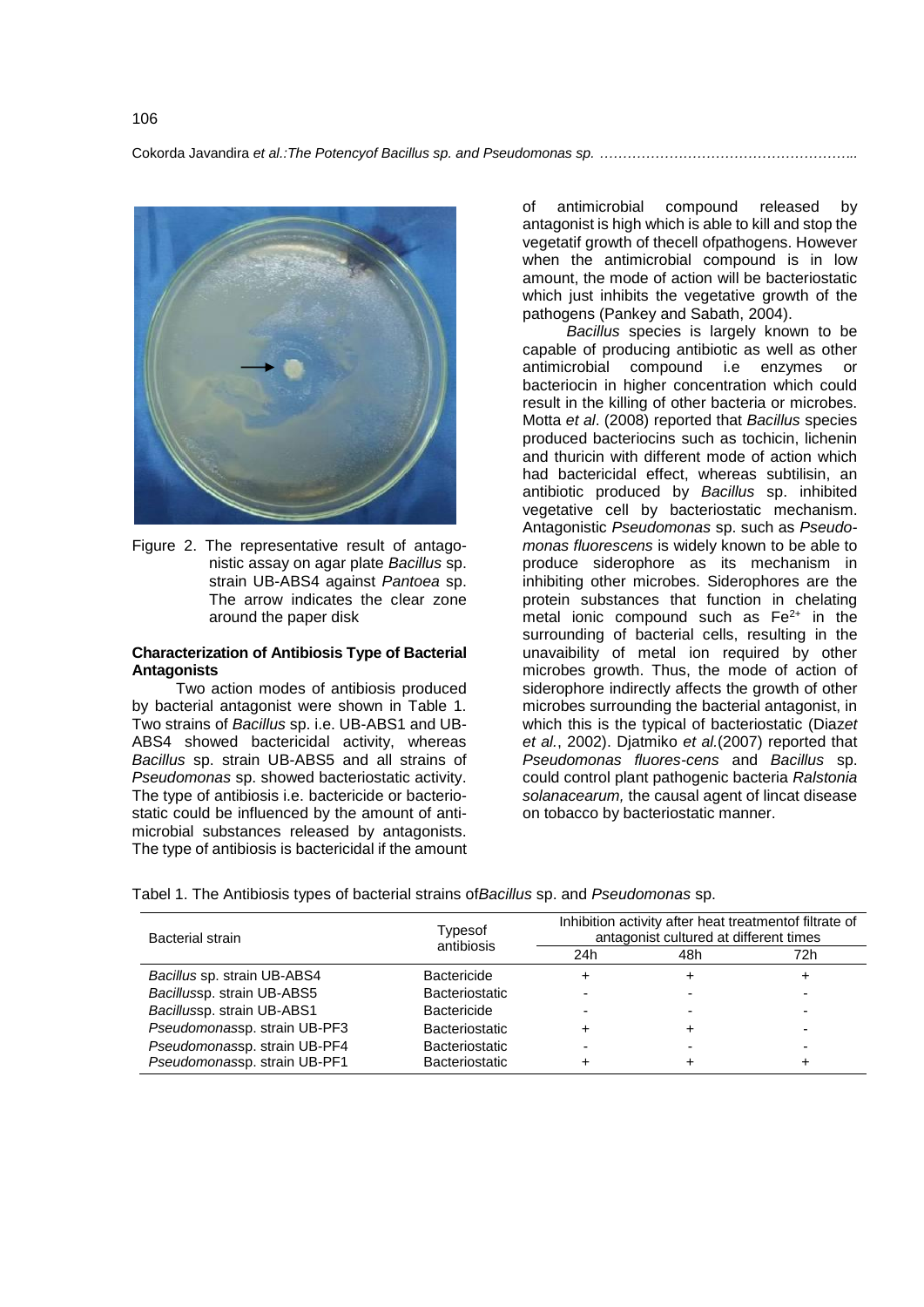Figure 2. The representative result of antagonistic assay on agar plate *Bacillus* sp. strain UB-ABS4 against *Pantoea* sp. The arrow indicates the clear zone around the paper disk

**Characterization of Antibiosis Type of Bacterial Antagonists**

Two action modes of antibiosis produced by bacterial antagonist were shown in Table 1. Two strains of *Bacillus* sp. i.e. UB-ABS1 and UB-ABS4 showed bactericidal activity, whereas *Bacillus* sp. strain UB-ABS5 and all strains of *Pseudomonas* sp. showed bacteriostatic activity. The type of antibiosis i.e. bactericide or bacteriostatic could be influenced by the amount of antimicrobial substances released by antagonists. The type of antibiosis is bactericidal if the amount of antimicrobial compound released by antagonist is high which is able to kill and stop the vegetatif growth of thecell ofpathogens. However when the antimicrobial compound is in low amount, the mode of action will be bacteriostatic which just inhibits the vegetative growth of the pathogens (Pankey and Sabath, 2004).

*Bacillus* species is largely known to be capable of producing antibiotic as well as other antimicrobial compound i.e enzymes or bacteriocin in higher concentration which could result in the killing of other bacteria or microbes. Motta *et al*. (2008) reported that *Bacillus* species produced bacteriocins such as tochicin, lichenin and thuricin with different mode of action which had bactericidal effect, whereas subtilisin, an antibiotic produced by *Bacillus* sp. inhibited vegetative cell by bacteriostatic mechanism. Antagonistic *Pseudomonas* sp. such as *Pseudomonas fluorescens* is widely known to be able to produce siderophore as its mechanism in inhibiting other microbes. Siderophores are the protein substances that function in chelating metal ionic compound such as $Fe^{2+}$ in the surrounding of bacterial cells, resulting in the unavaibility of metal ion required by other microbes growth. Thus, the mode of action of siderophore indirectly affects the growth of other microbes surrounding the bacterial antagonist, in which this is the typical of bacteriostatic (Diaz*et et al.*, 2002). Djatmiko *et al.*(2007) reported that *Pseudomonas fluores-cens* and *Bacillus* sp. could control plant pathogenic bacteria *Ralstonia solanacearum,* the causal agent of lincat disease on tobacco by bacteriostatic manner.

Tabel 1. The Antibiosis types of bacterial strains of*Bacillus* sp. and *Pseudomonas* sp.

| Bacterial strain | Typesof antibiosis | Inhibition activity after heat treatmentof filtrate of antagonist cultured at different times | | |
|---|---|---|---|---|
| | | 24h | 48h | 72h |
| *Bacillus* sp. strain UB-ABS4 | Bactericide | + | + | + |
| *Bacillus*sp. strain UB-ABS5 | Bacteriostatic | - | - | - |
| *Bacillus*sp. strain UB-ABS1 | Bactericide | - | - | - |
| *Pseudomonas*sp. strain UB-PF3 | Bacteriostatic | + | + | - |
| *Pseudomonas*sp. strain UB-PF4 | Bacteriostatic | - | - | - |
| *Pseudomonas*sp. strain UB-PF1 | Bacteriostatic | + | + | + |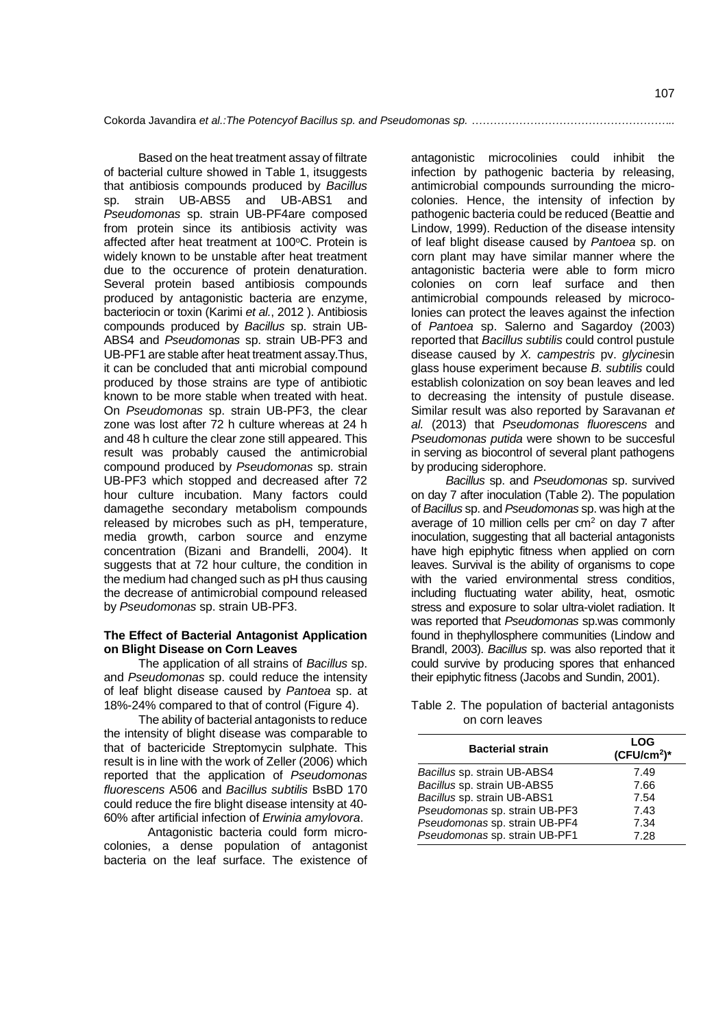Based on the heat treatment assay of filtrate of bacterial culture showed in Table 1, itsuggests that antibiosis compounds produced by *Bacillus* sp. strain UB-ABS5 and UB-ABS1 and *Pseudomonas* sp. strain UB-PF4are composed from protein since its antibiosis activity was affected after heat treatment at 100°C. Protein is widely known to be unstable after heat treatment due to the occurence of protein denaturation. Several protein based antibiosis compounds produced by antagonistic bacteria are enzyme, bacteriocin or toxin (Karimi *et al.*, 2012 ). Antibiosis compounds produced by *Bacillus* sp. strain UB-ABS4 and *Pseudomonas* sp. strain UB-PF3 and UB-PF1 are stable after heat treatment assay.Thus, it can be concluded that anti microbial compound produced by those strains are type of antibiotic known to be more stable when treated with heat. On *Pseudomonas* sp. strain UB-PF3, the clear zone was lost after 72 h culture whereas at 24 h and 48 h culture the clear zone still appeared. This result was probably caused the antimicrobial compound produced by *Pseudomonas* sp. strain UB-PF3 which stopped and decreased after 72 hour culture incubation. Many factors could damagethe secondary metabolism compounds released by microbes such as pH, temperature, media growth, carbon source and enzyme concentration (Bizani and Brandelli, 2004). It suggests that at 72 hour culture, the condition in the medium had changed such as pH thus causing the decrease of antimicrobial compound released by *Pseudomonas* sp. strain UB-PF3.

**The Effect of Bacterial Antagonist Application on Blight Disease on Corn Leaves**

The application of all strains of *Bacillus* sp. and *Pseudomonas* sp. could reduce the intensity of leaf blight disease caused by *Pantoea* sp. at 18%-24% compared to that of control (Figure 4).

The ability of bacterial antagonists to reduce the intensity of blight disease was comparable to that of bactericide Streptomycin sulphate. This result is in line with the work of Zeller (2006) which reported that the application of *Pseudomonas fluorescens* A506 and *Bacillus subtilis* BsBD 170 could reduce the fire blight disease intensity at 40-60% after artificial infection of *Erwinia amylovora*.

Antagonistic bacteria could form micro-colonies, a dense population of antagonist bacteria on the leaf surface. The existence of antagonistic microcolinies could inhibit the infection by pathogenic bacteria by releasing, antimicrobial compounds surrounding the micro-colonies. Hence, the intensity of infection by pathogenic bacteria could be reduced (Beattie and Lindow, 1999). Reduction of the disease intensity of leaf blight disease caused by *Pantoea* sp. on corn plant may have similar manner where the antagonistic bacteria were able to form micro colonies on corn leaf surface and then antimicrobial compounds released by microco-lonies can protect the leaves against the infection of *Pantoea* sp. Salerno and Sagardoy (2003) reported that *Bacillus subtilis* could control pustule disease caused by *X. campestris* pv. *glycines*in glass house experiment because *B. subtilis* could establish colonization on soy bean leaves and led to decreasing the intensity of pustule disease. Similar result was also reported by Saravanan *et al.* (2013) that *Pseudomonas fluorescens* and *Pseudomonas putida* were shown to be succesful in serving as biocontrol of several plant pathogens by producing siderophore.

*Bacillus* sp. and *Pseudomonas* sp. survived on day 7 after inoculation (Table 2). The population of *Bacillus* sp. and *Pseudomonas* sp. was high at the average of 10 million cells per cm$^2$ on day 7 after inoculation, suggesting that all bacterial antagonists have high epiphytic fitness when applied on corn leaves. Survival is the ability of organisms to cope with the varied environmental stress conditios, including fluctuating water ability, heat, osmotic stress and exposure to solar ultra-violet radiation. It was reported that *Pseudomonas* sp.was commonly found in thephyllosphere communities (Lindow and Brandl, 2003). *Bacillus* sp. was also reported that it could survive by producing spores that enhanced their epiphytic fitness (Jacobs and Sundin, 2001).

Table 2. The population of bacterial antagonists on corn leaves

| Bacterial strain | LOG (CFU/cm$^2$)* |
|---|---|
| *Bacillus* sp. strain UB-ABS4 | 7.49 |
| *Bacillus* sp. strain UB-ABS5 | 7.66 |
| *Bacillus* sp. strain UB-ABS1 | 7.54 |
| *Pseudomonas* sp. strain UB-PF3 | 7.43 |
| *Pseudomonas* sp. strain UB-PF4 | 7.34 |
| *Pseudomonas* sp. strain UB-PF1 | 7.28 |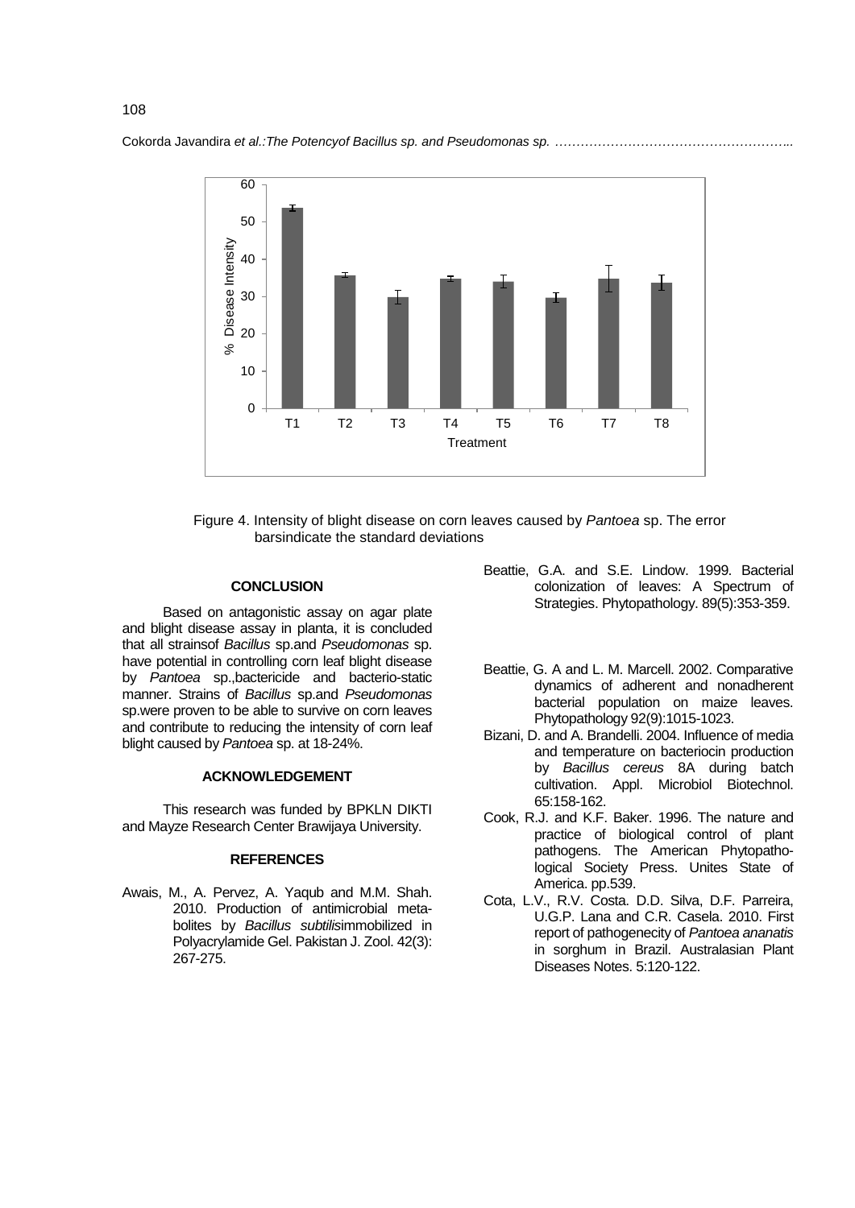60

50

40

30

20

10

0

% Disease Intensity

T1 T2 T3 T4 T5 T6 T7 T8

Treatment

Figure 4. Intensity of blight disease on corn leaves caused by *Pantoea* sp. The error barsindicate the standard deviations

## CONCLUSION

Based on antagonistic assay on agar plate and blight disease assay in planta, it is concluded that all strainsof *Bacillus* sp.and *Pseudomonas* sp. have potential in controlling corn leaf blight disease by *Pantoea* sp.,bactericide and bacterio-static manner. Strains of *Bacillus* sp.and *Pseudomonas* sp.were proven to be able to survive on corn leaves and contribute to reducing the intensity of corn leaf blight caused by *Pantoea* sp. at 18-24%.

## ACKNOWLEDGEMENT

This research was funded by BPKLN DIKTI and Mayze Research Center Brawijaya University.

## REFERENCES

Awais, M., A. Pervez, A. Yaqub and M.M. Shah. 2010. Production of antimicrobial metabolites by *Bacillus subtilis*immobilized in Polyacrylamide Gel. Pakistan J. Zool. 42(3): 267-275.

Beattie, G.A. and S.E. Lindow. 1999. Bacterial colonization of leaves: A Spectrum of Strategies. Phytopathology. 89(5):353-359.

Beattie, G. A and L. M. Marcell. 2002. Comparative dynamics of adherent and nonadherent bacterial population on maize leaves. Phytopathology 92(9):1015-1023.

Bizani, D. and A. Brandelli. 2004. Influence of media and temperature on bacteriocin production by *Bacillus cereus* 8A during batch cultivation. Appl. Microbiol Biotechnol. 65:158-162.

Cook, R.J. and K.F. Baker. 1996. The nature and practice of biological control of plant pathogens. The American Phytopathological Society Press. Unites State of America. pp.539.

Cota, L.V., R.V. Costa. D.D. Silva, D.F. Parreira, U.G.P. Lana and C.R. Casela. 2010. First report of pathogenecity of *Pantoea ananatis* in sorghum in Brazil. Australasian Plant Diseases Notes. 5:120-122.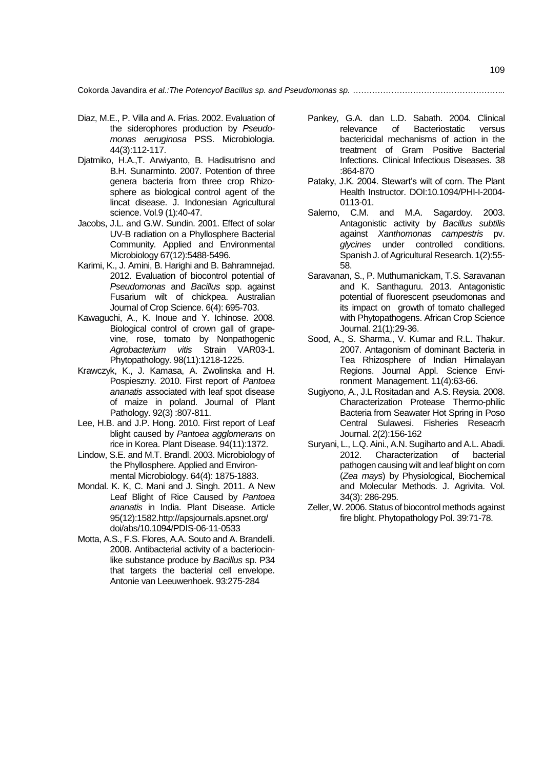Diaz, M.E., P. Villa and A. Frias. 2002. Evaluation of the siderophores production by *Pseudomonas aeruginosa* PSS. Microbiologia. 44(3):112-117.

Djatmiko, H.A.,T. Arwiyanto, B. Hadisutrisno and B.H. Sunarminto. 2007. Potention of three genera bacteria from three crop Rhizosphere as biological control agent of the lincat disease. J. Indonesian Agricultural science. Vol.9 (1):40-47.

Jacobs, J.L. and G.W. Sundin. 2001. Effect of solar UV-B radiation on a Phyllosphere Bacterial Community. Applied and Environmental Microbiology 67(12):5488-5496.

Karimi, K., J. Amini, B. Harighi and B. Bahramnejad. 2012. Evaluation of biocontrol potential of *Pseudomonas* and *Bacillus* spp. against Fusarium wilt of chickpea. Australian Journal of Crop Science. 6(4): 695-703.

Kawaguchi, A., K. Inoue and Y. Ichinose. 2008. Biological control of crown gall of grapevine, rose, tomato by Nonpathogenic *Agrobacterium vitis* Strain VAR03-1. Phytopathology. 98(11):1218-1225.

Krawczyk, K., J. Kamasa, A. Zwolinska and H. Pospieszny. 2010. First report of *Pantoea ananatis* associated with leaf spot disease of maize in poland. Journal of Plant Pathology. 92(3) :807-811.

Lee, H.B. and J.P. Hong. 2010. First report of Leaf blight caused by *Pantoea agglomerans* on rice in Korea. Plant Disease. 94(11):1372.

Lindow, S.E. and M.T. Brandl. 2003. Microbiology of the Phyllosphere. Applied and Environmental Microbiology. 64(4): 1875-1883.

Mondal. K. K, C. Mani and J. Singh. 2011. A New Leaf Blight of Rice Caused by *Pantoea ananatis* in India. Plant Disease. Article 95(12):1582.http://apsjournals.apsnet.org/doi/abs/10.1094/PDIS-06-11-0533

Motta, A.S., F.S. Flores, A.A. Souto and A. Brandelli. 2008. Antibacterial activity of a bacteriocin-like substance produce by *Bacillus* sp. P34 that targets the bacterial cell envelope. Antonie van Leeuwenhoek. 93:275-284

Pankey, G.A. dan L.D. Sabath. 2004. Clinical relevance of Bacteriostatic versus bactericidal mechanisms of action in the treatment of Gram Positive Bacterial Infections. Clinical Infectious Diseases. 38 :864-870

Pataky, J.K. 2004. Stewart's wilt of corn. The Plant Health Instructor. DOI:10.1094/PHI-I-2004-0113-01.

Salerno, C.M. and M.A. Sagardoy. 2003. Antagonistic activity by *Bacillus subtilis* against *Xanthomonas campestris* pv. *glycines* under controlled conditions. Spanish J. of Agricultural Research. 1(2):55-58.

Saravanan, S., P. Muthumanickam, T.S. Saravanan and K. Santhaguru. 2013. Antagonistic potential of fluorescent pseudomonas and its impact on growth of tomato challeged with Phytopathogens. African Crop Science Journal. 21(1):29-36.

Sood, A., S. Sharma., V. Kumar and R.L. Thakur. 2007. Antagonism of dominant Bacteria in Tea Rhizosphere of Indian Himalayan Regions. Journal Appl. Science Environment Management. 11(4):63-66.

Sugiyono, A., J.L Rositadan and A.S. Reysia. 2008. Characterization Protease Thermo-philic Bacteria from Seawater Hot Spring in Poso Central Sulawesi. Fisheries Reseacrh Journal. 2(2):156-162

Suryani, L., L.Q. Aini., A.N. Sugiharto and A.L. Abadi. 2012. Characterization of bacterial pathogen causing wilt and leaf blight on corn (*Zea mays*) by Physiological, Biochemical and Molecular Methods. J. Agrivita. Vol. 34(3): 286-295.

Zeller, W. 2006. Status of biocontrol methods against fire blight. Phytopathology Pol. 39:71-78.